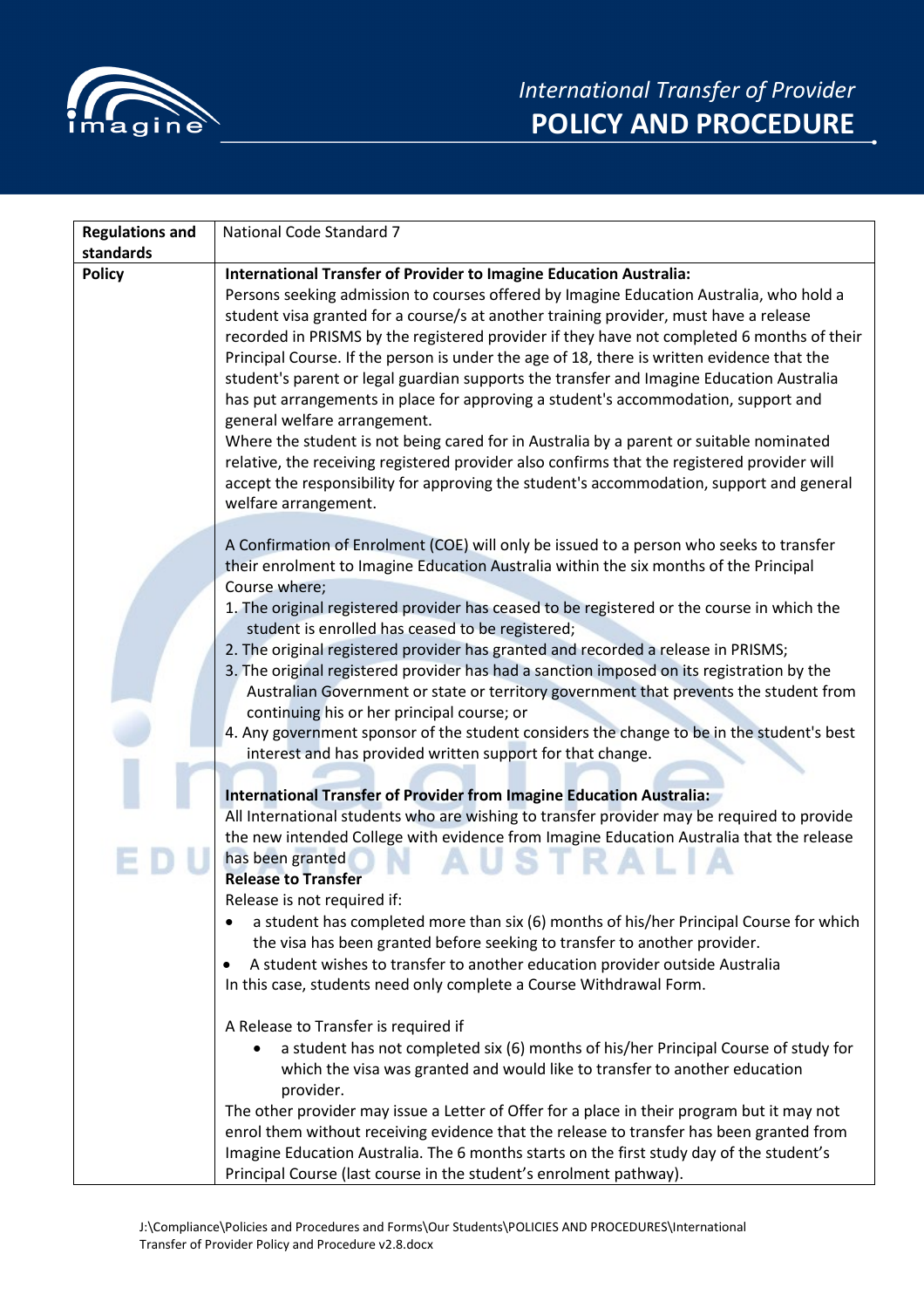*International Transfer of Provider*
# POLICY AND PROCEDURE

| **Regulations and standards** | National Code Standard 7 |
|---|---|
| **Policy** | **International Transfer of Provider to Imagine Education Australia:**<br>Persons seeking admission to courses offered by Imagine Education Australia, who hold a student visa granted for a course/s at another training provider, must have a release recorded in PRISMS by the registered provider if they have not completed 6 months of their Principal Course. If the person is under the age of 18, there is written evidence that the student's parent or legal guardian supports the transfer and Imagine Education Australia has put arrangements in place for approving a student's accommodation, support and general welfare arrangement.<br>Where the student is not being cared for in Australia by a parent or suitable nominated relative, the receiving registered provider also confirms that the registered provider will accept the responsibility for approving the student's accommodation, support and general welfare arrangement.<br><br>A Confirmation of Enrolment (COE) will only be issued to a person who seeks to transfer their enrolment to Imagine Education Australia within the six months of the Principal Course where;<br>1. The original registered provider has ceased to be registered or the course in which the student is enrolled has ceased to be registered;<br>2. The original registered provider has granted and recorded a release in PRISMS;<br>3. The original registered provider has had a sanction imposed on its registration by the Australian Government or state or territory government that prevents the student from continuing his or her principal course; or<br>4. Any government sponsor of the student considers the change to be in the student's best interest and has provided written support for that change.<br><br>**International Transfer of Provider from Imagine Education Australia:**<br>All International students who are wishing to transfer provider may be required to provide the new intended College with evidence from Imagine Education Australia that the release has been granted<br>**Release to Transfer**<br>Release is not required if:<br>• a student has completed more than six (6) months of his/her Principal Course for which the visa has been granted before seeking to transfer to another provider.<br>• A student wishes to transfer to another education provider outside Australia<br>In this case, students need only complete a Course Withdrawal Form.<br><br>A Release to Transfer is required if<br>• a student has not completed six (6) months of his/her Principal Course of study for which the visa was granted and would like to transfer to another education provider.<br>The other provider may issue a Letter of Offer for a place in their program but it may not enrol them without receiving evidence that the release to transfer has been granted from Imagine Education Australia. The 6 months starts on the first study day of the student's Principal Course (last course in the student's enrolment pathway). |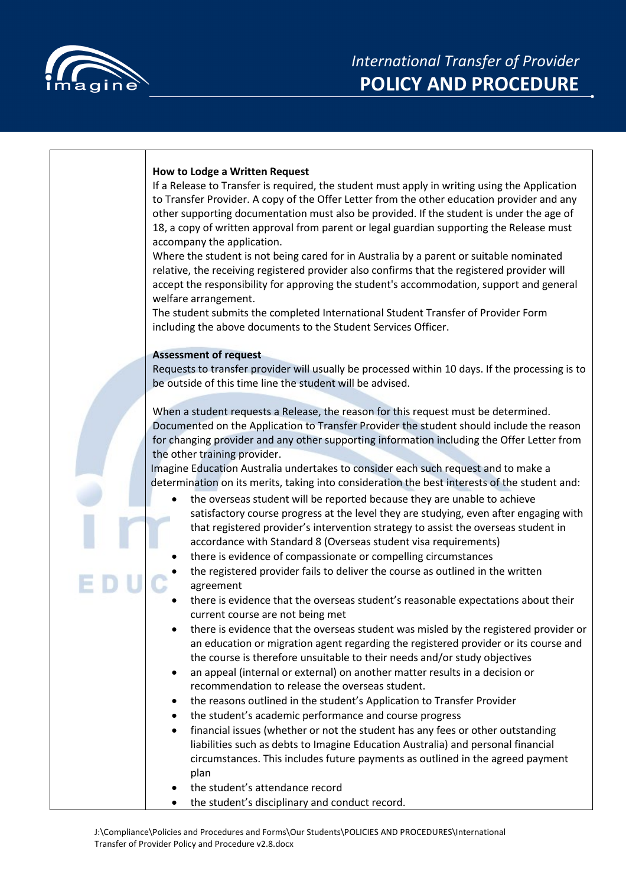**How to Lodge a Written Request**

If a Release to Transfer is required, the student must apply in writing using the Application to Transfer Provider. A copy of the Offer Letter from the other education provider and any other supporting documentation must also be provided. If the student is under the age of 18, a copy of written approval from parent or legal guardian supporting the Release must accompany the application.

Where the student is not being cared for in Australia by a parent or suitable nominated relative, the receiving registered provider also confirms that the registered provider will accept the responsibility for approving the student's accommodation, support and general welfare arrangement.

The student submits the completed International Student Transfer of Provider Form including the above documents to the Student Services Officer.

**Assessment of request**

Requests to transfer provider will usually be processed within 10 days. If the processing is to be outside of this time line the student will be advised.

When a student requests a Release, the reason for this request must be determined. Documented on the Application to Transfer Provider the student should include the reason for changing provider and any other supporting information including the Offer Letter from the other training provider.

Imagine Education Australia undertakes to consider each such request and to make a determination on its merits, taking into consideration the best interests of the student and:

- the overseas student will be reported because they are unable to achieve satisfactory course progress at the level they are studying, even after engaging with that registered provider's intervention strategy to assist the overseas student in accordance with Standard 8 (Overseas student visa requirements)
- there is evidence of compassionate or compelling circumstances
- the registered provider fails to deliver the course as outlined in the written agreement
- there is evidence that the overseas student's reasonable expectations about their current course are not being met
- there is evidence that the overseas student was misled by the registered provider or an education or migration agent regarding the registered provider or its course and the course is therefore unsuitable to their needs and/or study objectives
- an appeal (internal or external) on another matter results in a decision or recommendation to release the overseas student.
- the reasons outlined in the student's Application to Transfer Provider
- the student's academic performance and course progress
- financial issues (whether or not the student has any fees or other outstanding liabilities such as debts to Imagine Education Australia) and personal financial circumstances. This includes future payments as outlined in the agreed payment plan
- the student's attendance record
- the student's disciplinary and conduct record.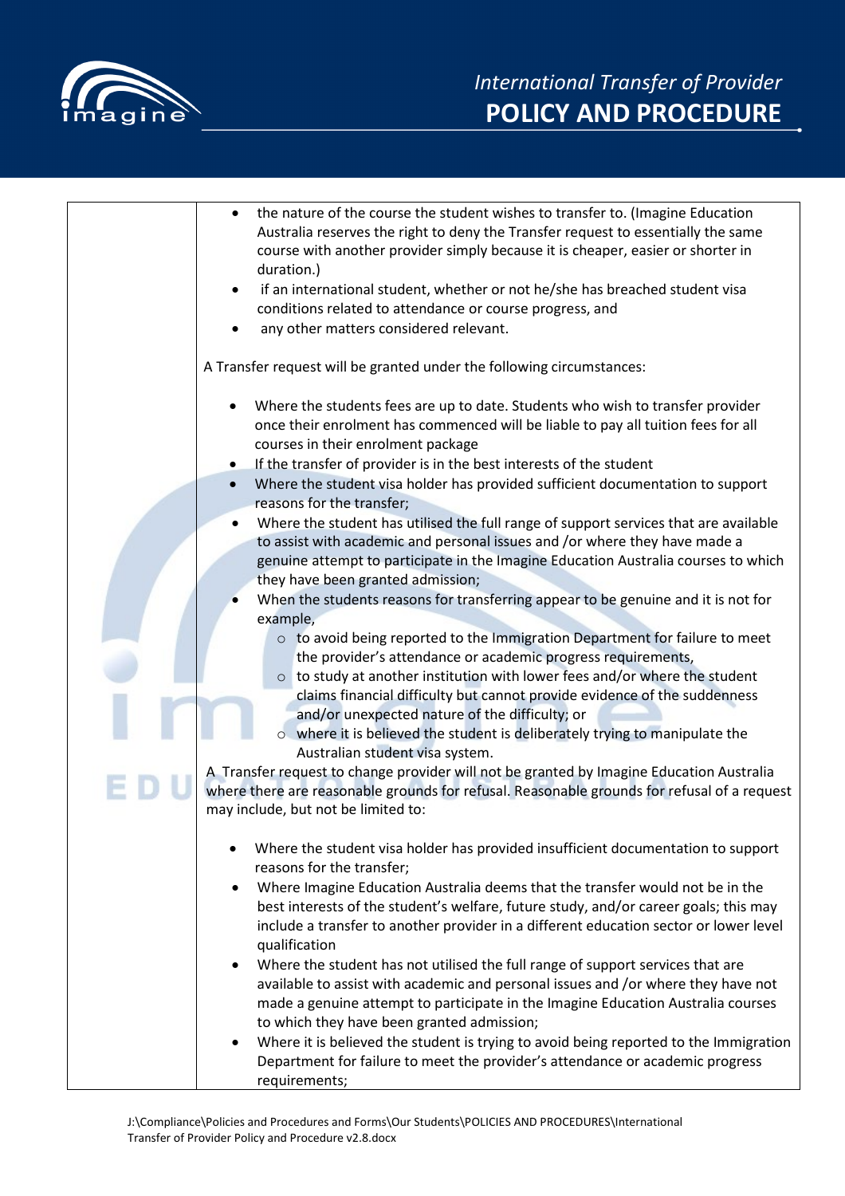- the nature of the course the student wishes to transfer to. (Imagine Education Australia reserves the right to deny the Transfer request to essentially the same course with another provider simply because it is cheaper, easier or shorter in duration.)
- if an international student, whether or not he/she has breached student visa conditions related to attendance or course progress, and
- any other matters considered relevant.

A Transfer request will be granted under the following circumstances:

- Where the students fees are up to date. Students who wish to transfer provider once their enrolment has commenced will be liable to pay all tuition fees for all courses in their enrolment package
- If the transfer of provider is in the best interests of the student
- Where the student visa holder has provided sufficient documentation to support reasons for the transfer;
- Where the student has utilised the full range of support services that are available to assist with academic and personal issues and /or where they have made a genuine attempt to participate in the Imagine Education Australia courses to which they have been granted admission;
- When the students reasons for transferring appear to be genuine and it is not for example,
  - to avoid being reported to the Immigration Department for failure to meet the provider's attendance or academic progress requirements,
  - to study at another institution with lower fees and/or where the student claims financial difficulty but cannot provide evidence of the suddenness and/or unexpected nature of the difficulty; or
  - where it is believed the student is deliberately trying to manipulate the Australian student visa system.

A Transfer request to change provider will not be granted by Imagine Education Australia where there are reasonable grounds for refusal. Reasonable grounds for refusal of a request may include, but not be limited to:

- Where the student visa holder has provided insufficient documentation to support reasons for the transfer;
- Where Imagine Education Australia deems that the transfer would not be in the best interests of the student's welfare, future study, and/or career goals; this may include a transfer to another provider in a different education sector or lower level qualification
- Where the student has not utilised the full range of support services that are available to assist with academic and personal issues and /or where they have not made a genuine attempt to participate in the Imagine Education Australia courses to which they have been granted admission;
- Where it is believed the student is trying to avoid being reported to the Immigration Department for failure to meet the provider's attendance or academic progress requirements;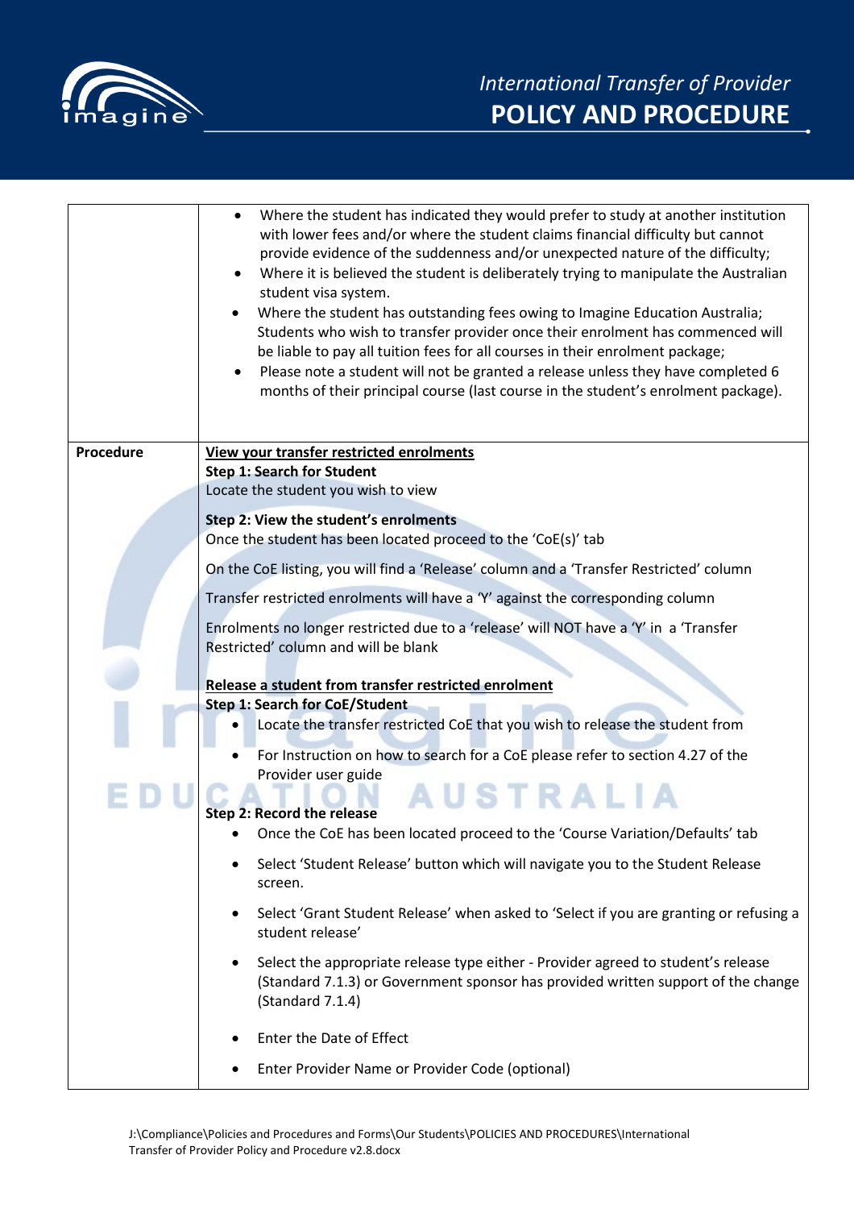| | |
|---|---|
| | • Where the student has indicated they would prefer to study at another institution with lower fees and/or where the student claims financial difficulty but cannot provide evidence of the suddenness and/or unexpected nature of the difficulty;<br>• Where it is believed the student is deliberately trying to manipulate the Australian student visa system.<br>• Where the student has outstanding fees owing to Imagine Education Australia; Students who wish to transfer provider once their enrolment has commenced will be liable to pay all tuition fees for all courses in their enrolment package;<br>• Please note a student will not be granted a release unless they have completed 6 months of their principal course (last course in the student's enrolment package). |
| **Procedure** | **<u>View your transfer restricted enrolments</u>**<br>**Step 1: Search for Student**<br>Locate the student you wish to view<br><br>**Step 2: View the student's enrolments**<br>Once the student has been located proceed to the 'CoE(s)' tab<br><br>On the CoE listing, you will find a 'Release' column and a 'Transfer Restricted' column<br><br>Transfer restricted enrolments will have a 'Y' against the corresponding column<br><br>Enrolments no longer restricted due to a 'release' will NOT have a 'Y' in a 'Transfer Restricted' column and will be blank<br><br>**<u>Release a student from transfer restricted enrolment</u>**<br>**Step 1: Search for CoE/Student**<br>• Locate the transfer restricted CoE that you wish to release the student from<br>• For Instruction on how to search for a CoE please refer to section 4.27 of the Provider user guide<br><br>**Step 2: Record the release**<br>• Once the CoE has been located proceed to the 'Course Variation/Defaults' tab<br>• Select 'Student Release' button which will navigate you to the Student Release screen.<br>• Select 'Grant Student Release' when asked to 'Select if you are granting or refusing a student release'<br>• Select the appropriate release type either - Provider agreed to student's release (Standard 7.1.3) or Government sponsor has provided written support of the change (Standard 7.1.4)<br>• Enter the Date of Effect<br>• Enter Provider Name or Provider Code (optional) |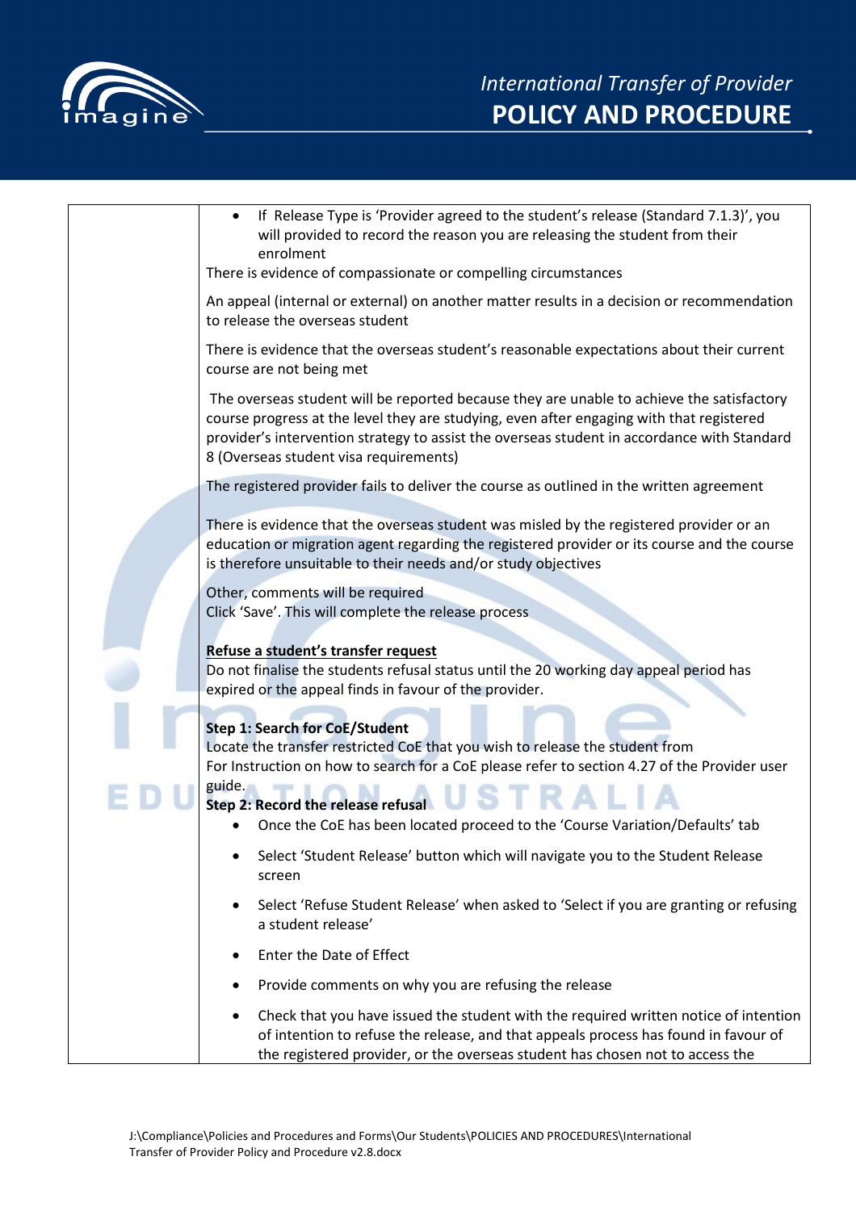|  |  |
|---|---|
|  | • If Release Type is 'Provider agreed to the student's release (Standard 7.1.3)', you will provided to record the reason you are releasing the student from their enrolment<br>There is evidence of compassionate or compelling circumstances<br><br>An appeal (internal or external) on another matter results in a decision or recommendation to release the overseas student<br><br>There is evidence that the overseas student's reasonable expectations about their current course are not being met<br><br>The overseas student will be reported because they are unable to achieve the satisfactory course progress at the level they are studying, even after engaging with that registered provider's intervention strategy to assist the overseas student in accordance with Standard 8 (Overseas student visa requirements)<br><br>The registered provider fails to deliver the course as outlined in the written agreement<br><br>There is evidence that the overseas student was misled by the registered provider or an education or migration agent regarding the registered provider or its course and the course is therefore unsuitable to their needs and/or study objectives<br><br>Other, comments will be required<br>Click 'Save'. This will complete the release process<br><br>**<u>Refuse a student's transfer request</u>**<br>Do not finalise the students refusal status until the 20 working day appeal period has expired or the appeal finds in favour of the provider.<br><br>**Step 1: Search for CoE/Student**<br>Locate the transfer restricted CoE that you wish to release the student from<br>For Instruction on how to search for a CoE please refer to section 4.27 of the Provider user guide.<br>**Step 2: Record the release refusal**<br>• Once the CoE has been located proceed to the 'Course Variation/Defaults' tab<br>• Select 'Student Release' button which will navigate you to the Student Release screen<br>• Select 'Refuse Student Release' when asked to 'Select if you are granting or refusing a student release'<br>• Enter the Date of Effect<br>• Provide comments on why you are refusing the release<br>• Check that you have issued the student with the required written notice of intention of intention to refuse the release, and that appeals process has found in favour of the registered provider, or the overseas student has chosen not to access the |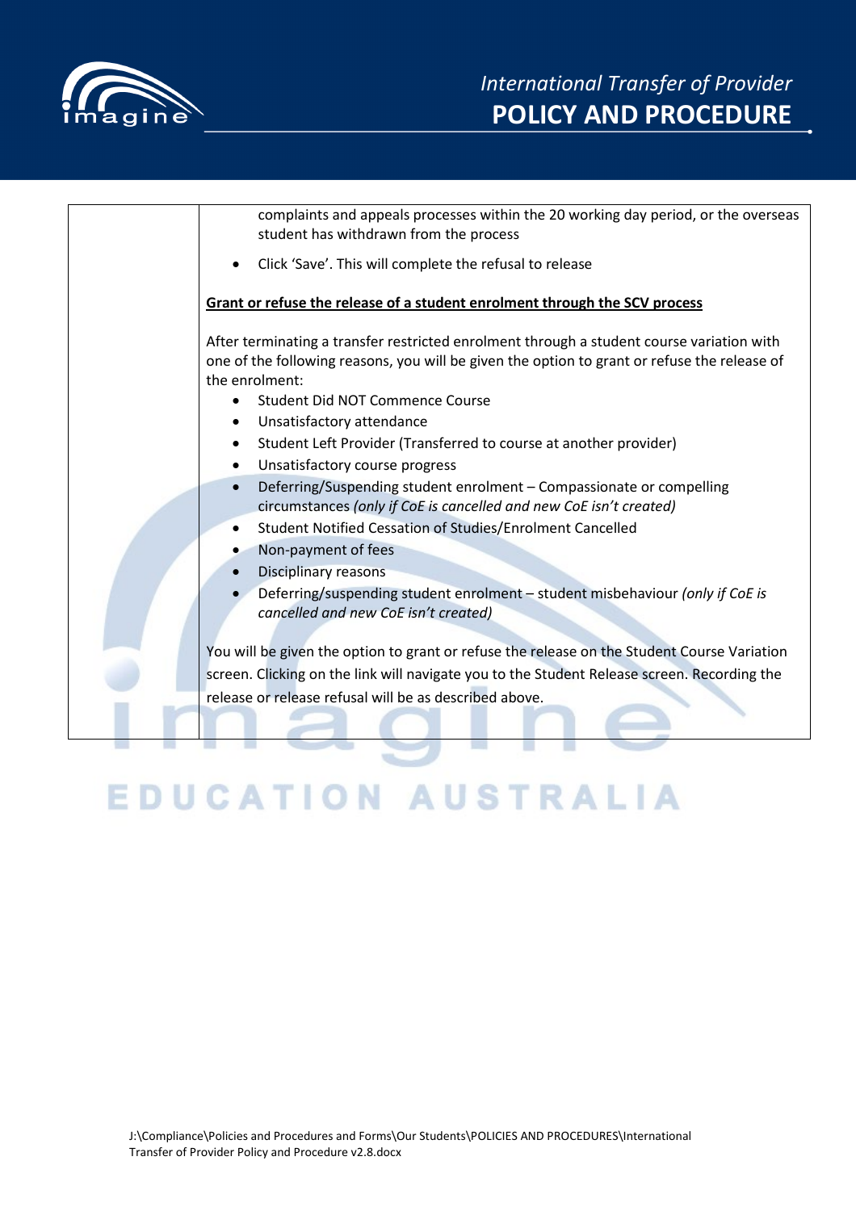| | complaints and appeals processes within the 20 working day period, or the overseas student has withdrawn from the process<br>• Click 'Save'. This will complete the refusal to release<br><br>**Grant or refuse the release of a student enrolment through the SCV process**<br><br>After terminating a transfer restricted enrolment through a student course variation with one of the following reasons, you will be given the option to grant or refuse the release of the enrolment:<br>• Student Did NOT Commence Course<br>• Unsatisfactory attendance<br>• Student Left Provider (Transferred to course at another provider)<br>• Unsatisfactory course progress<br>• Deferring/Suspending student enrolment – Compassionate or compelling circumstances *(only if CoE is cancelled and new CoE isn't created)*<br>• Student Notified Cessation of Studies/Enrolment Cancelled<br>• Non-payment of fees<br>• Disciplinary reasons<br>• Deferring/suspending student enrolment – student misbehaviour *(only if CoE is cancelled and new CoE isn't created)*<br><br>You will be given the option to grant or refuse the release on the Student Course Variation screen. Clicking on the link will navigate you to the Student Release screen. Recording the release or release refusal will be as described above. |
|---|---|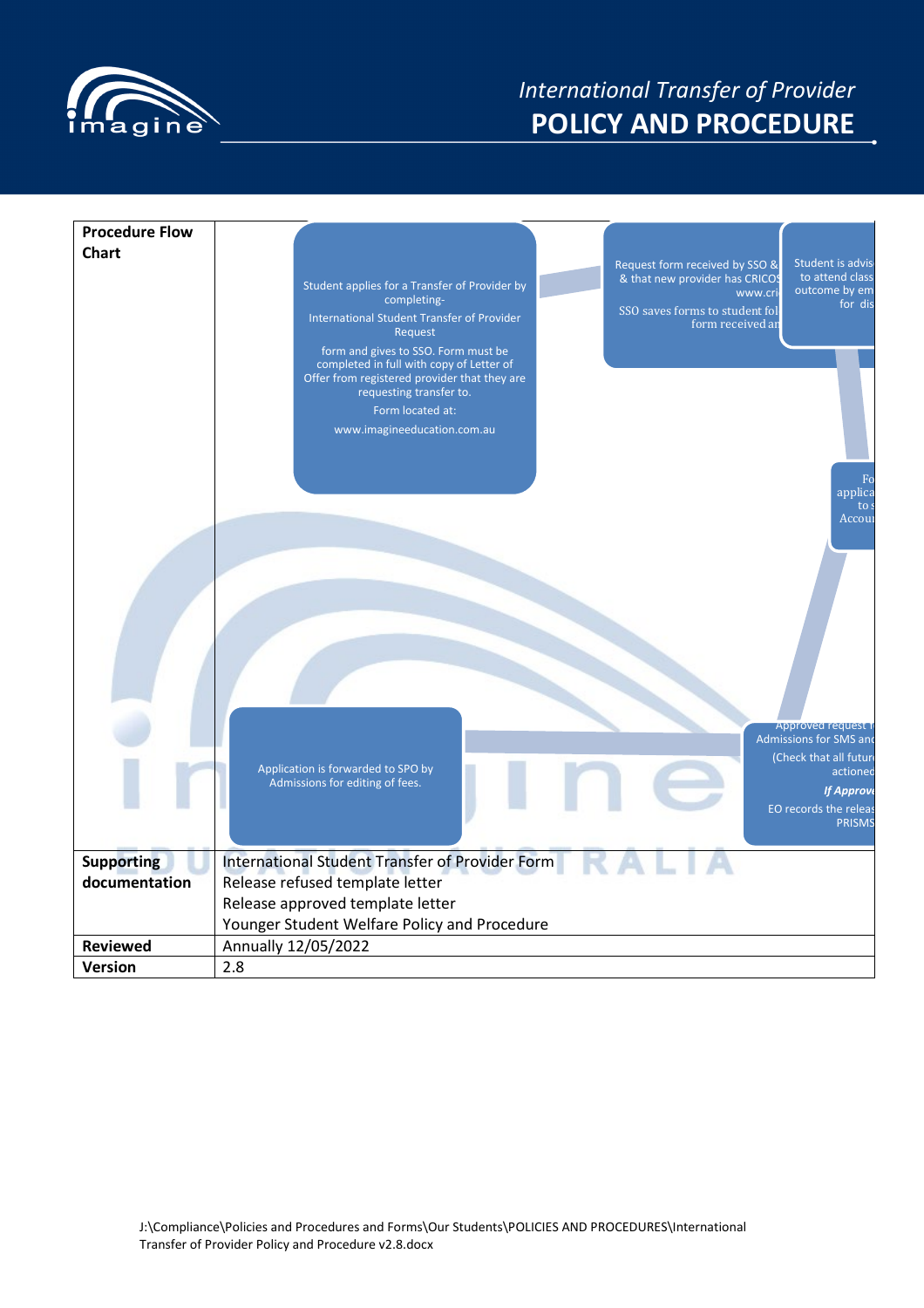| | |
|---|---|
| **Procedure Flow Chart** | Student applies for a Transfer of Provider by completing- International Student Transfer of Provider Request form and gives to SSO. Form must be completed in full with copy of Letter of Offer from registered provider that they are requesting transfer to. Form located at: www.imagineeducation.com.au<br><br>Request form received by SSO & & that new provider has CRICOS www.cri SSO saves forms to student fol form received an<br><br>Student is advis to attend class outcome by em for dis<br><br>Fo applica to s Accou<br><br>Approved request f Admissions for SMS and (Check that all futur actioned *If Approv* EO records the releas PRISMS<br><br>Application is forwarded to SPO by Admissions for editing of fees. |
| **Supporting documentation** | International Student Transfer of Provider Form<br>Release refused template letter<br>Release approved template letter<br>Younger Student Welfare Policy and Procedure |
| **Reviewed** | Annually 12/05/2022 |
| **Version** | 2.8 |

J:\Compliance\Policies and Procedures and Forms\Our Students\POLICIES AND PROCEDURES\International Transfer of Provider Policy and Procedure v2.8.docx